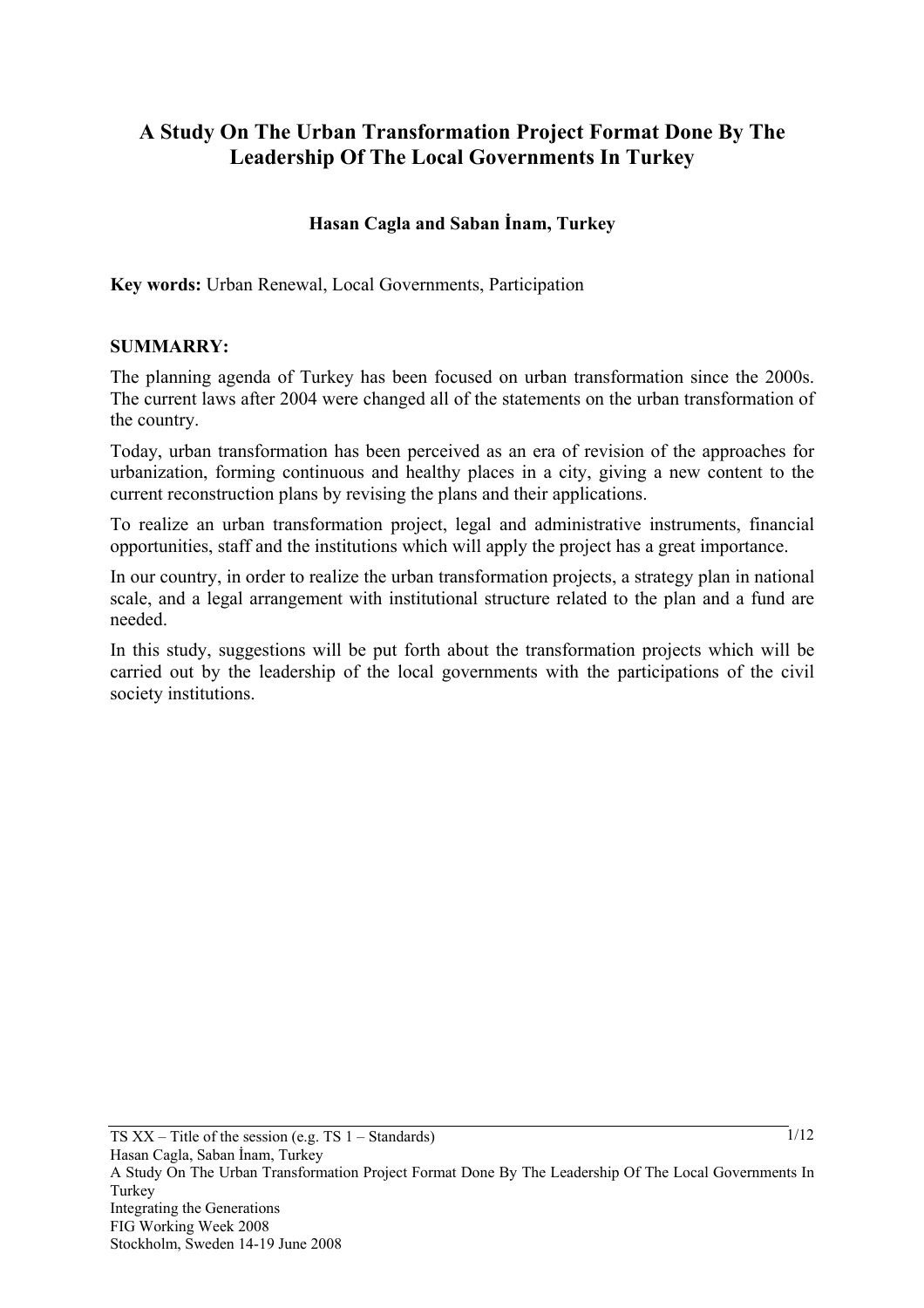# A Study On The Urban Transformation Project Format Done By The Leadership Of The Local Governments In Turkey

**Hasan Cagla and Saban İnam, Turkey**

**Key words:** Urban Renewal, Local Governments, Participation

**SUMMARRY:**

The planning agenda of Turkey has been focused on urban transformation since the 2000s. The current laws after 2004 were changed all of the statements on the urban transformation of the country.

Today, urban transformation has been perceived as an era of revision of the approaches for urbanization, forming continuous and healthy places in a city, giving a new content to the current reconstruction plans by revising the plans and their applications.

To realize an urban transformation project, legal and administrative instruments, financial opportunities, staff and the institutions which will apply the project has a great importance.

In our country, in order to realize the urban transformation projects, a strategy plan in national scale, and a legal arrangement with institutional structure related to the plan and a fund are needed.

In this study, suggestions will be put forth about the transformation projects which will be carried out by the leadership of the local governments with the participations of the civil society institutions.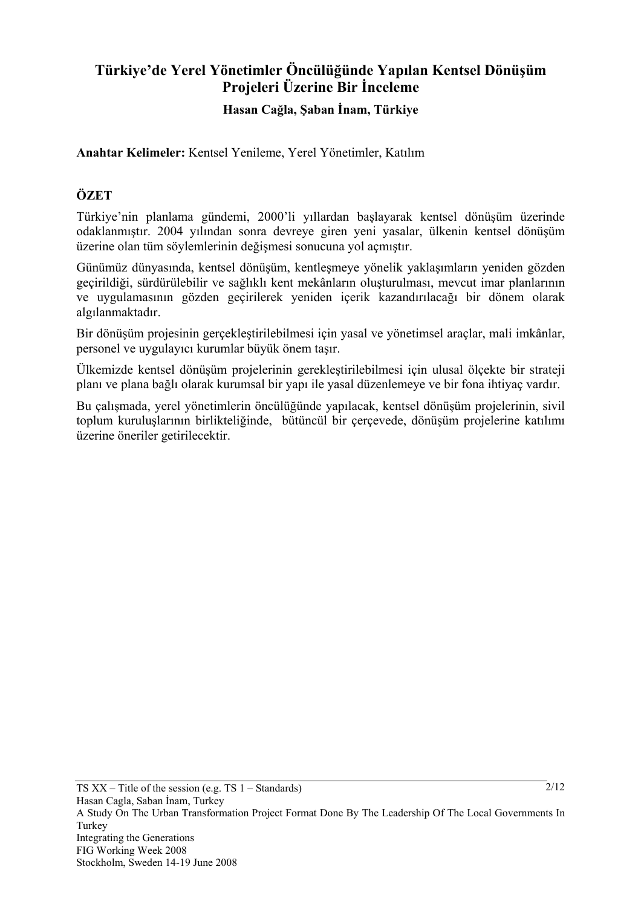# Türkiye'de Yerel Yönetimler Öncülüğünde Yapılan Kentsel Dönüşüm Projeleri Üzerine Bir İnceleme

**Hasan Cağla, Şaban İnam, Türkiye**

**Anahtar Kelimeler:** Kentsel Yenileme, Yerel Yönetimler, Katılım

## ÖZET

Türkiye'nin planlama gündemi, 2000'li yıllardan başlayarak kentsel dönüşüm üzerinde odaklanmıştır. 2004 yılından sonra devreye giren yeni yasalar, ülkenin kentsel dönüşüm üzerine olan tüm söylemlerinin değişmesi sonucuna yol açmıştır.

Günümüz dünyasında, kentsel dönüşüm, kentleşmeye yönelik yaklaşımların yeniden gözden geçirildiği, sürdürülebilir ve sağlıklı kent mekânların oluşturulması, mevcut imar planlarının ve uygulamasının gözden geçirilerek yeniden içerik kazandırılacağı bir dönem olarak algılanmaktadır.

Bir dönüşüm projesinin gerçekleştirilebilmesi için yasal ve yönetimsel araçlar, mali imkânlar, personel ve uygulayıcı kurumlar büyük önem taşır.

Ülkemizde kentsel dönüşüm projelerinin gerekleştirilebilmesi için ulusal ölçekte bir strateji planı ve plana bağlı olarak kurumsal bir yapı ile yasal düzenlemeye ve bir fona ihtiyaç vardır.

Bu çalışmada, yerel yönetimlerin öncülüğünde yapılacak, kentsel dönüşüm projelerinin, sivil toplum kuruluşlarının birlikteliğinde, bütüncül bir çerçevede, dönüşüm projelerine katılımı üzerine öneriler getirilecektir.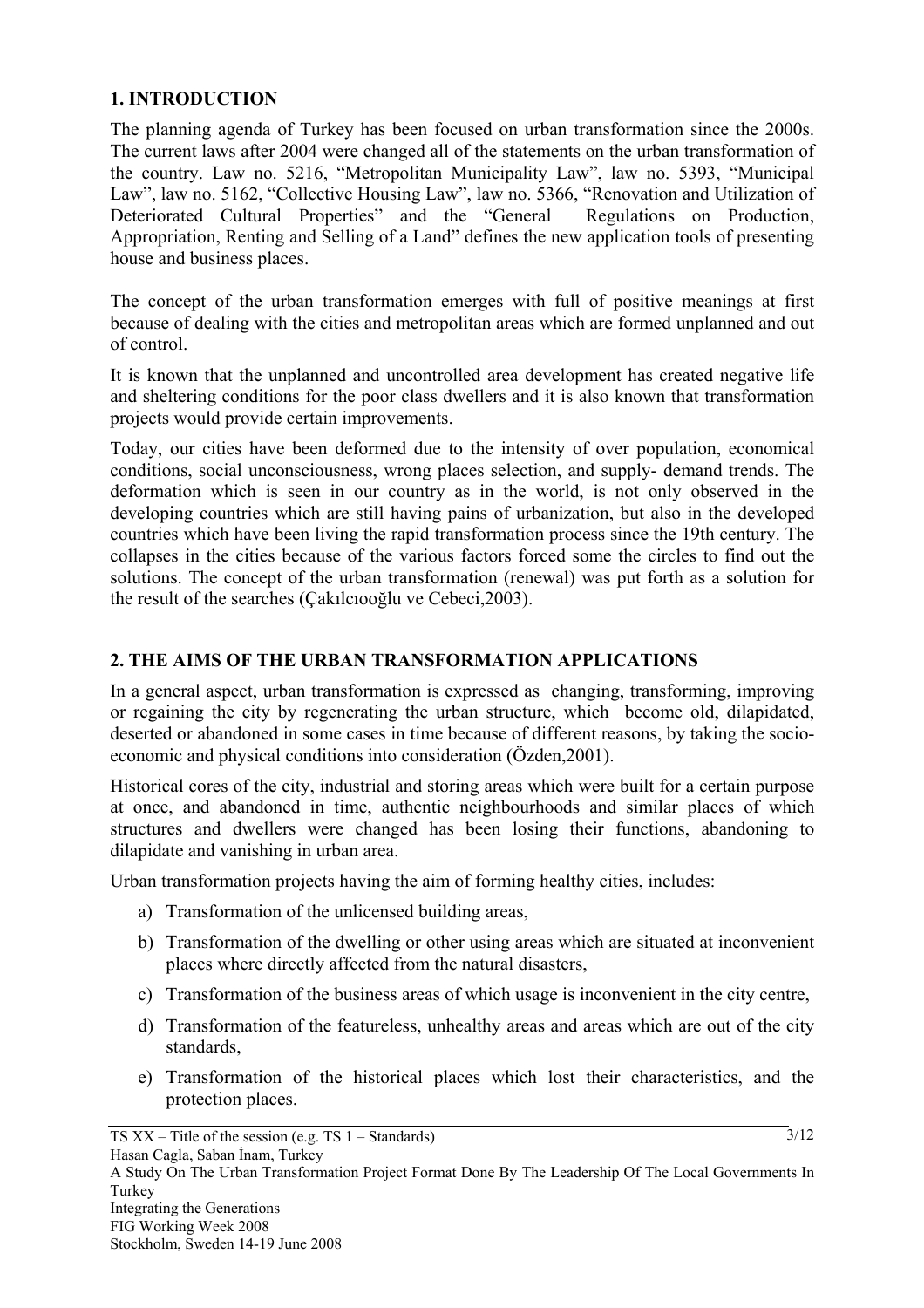## 1. INTRODUCTION

The planning agenda of Turkey has been focused on urban transformation since the 2000s. The current laws after 2004 were changed all of the statements on the urban transformation of the country. Law no. 5216, "Metropolitan Municipality Law", law no. 5393, "Municipal Law", law no. 5162, "Collective Housing Law", law no. 5366, "Renovation and Utilization of Deteriorated Cultural Properties" and the "General Regulations on Production, Appropriation, Renting and Selling of a Land" defines the new application tools of presenting house and business places.

The concept of the urban transformation emerges with full of positive meanings at first because of dealing with the cities and metropolitan areas which are formed unplanned and out of control.

It is known that the unplanned and uncontrolled area development has created negative life and sheltering conditions for the poor class dwellers and it is also known that transformation projects would provide certain improvements.

Today, our cities have been deformed due to the intensity of over population, economical conditions, social unconsciousness, wrong places selection, and supply- demand trends. The deformation which is seen in our country as in the world, is not only observed in the developing countries which are still having pains of urbanization, but also in the developed countries which have been living the rapid transformation process since the 19th century. The collapses in the cities because of the various factors forced some the circles to find out the solutions. The concept of the urban transformation (renewal) was put forth as a solution for the result of the searches (Çakılcıooğlu ve Cebeci,2003).

## 2. THE AIMS OF THE URBAN TRANSFORMATION APPLICATIONS

In a general aspect, urban transformation is expressed as changing, transforming, improving or regaining the city by regenerating the urban structure, which become old, dilapidated, deserted or abandoned in some cases in time because of different reasons, by taking the socio-economic and physical conditions into consideration (Özden,2001).

Historical cores of the city, industrial and storing areas which were built for a certain purpose at once, and abandoned in time, authentic neighbourhoods and similar places of which structures and dwellers were changed has been losing their functions, abandoning to dilapidate and vanishing in urban area.

Urban transformation projects having the aim of forming healthy cities, includes:

a) Transformation of the unlicensed building areas,
b) Transformation of the dwelling or other using areas which are situated at inconvenient places where directly affected from the natural disasters,
c) Transformation of the business areas of which usage is inconvenient in the city centre,
d) Transformation of the featureless, unhealthy areas and areas which are out of the city standards,
e) Transformation of the historical places which lost their characteristics, and the protection places.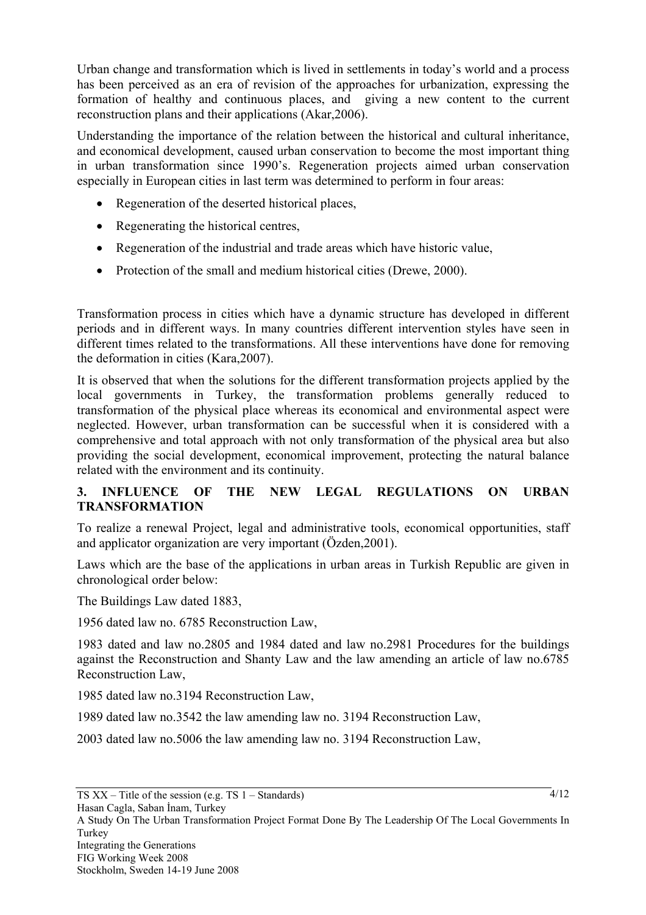Urban change and transformation which is lived in settlements in today's world and a process has been perceived as an era of revision of the approaches for urbanization, expressing the formation of healthy and continuous places, and giving a new content to the current reconstruction plans and their applications (Akar,2006).

Understanding the importance of the relation between the historical and cultural inheritance, and economical development, caused urban conservation to become the most important thing in urban transformation since 1990's. Regeneration projects aimed urban conservation especially in European cities in last term was determined to perform in four areas:

- Regeneration of the deserted historical places,
- Regenerating the historical centres,
- Regeneration of the industrial and trade areas which have historic value,
- Protection of the small and medium historical cities (Drewe, 2000).

Transformation process in cities which have a dynamic structure has developed in different periods and in different ways. In many countries different intervention styles have seen in different times related to the transformations. All these interventions have done for removing the deformation in cities (Kara,2007).

It is observed that when the solutions for the different transformation projects applied by the local governments in Turkey, the transformation problems generally reduced to transformation of the physical place whereas its economical and environmental aspect were neglected. However, urban transformation can be successful when it is considered with a comprehensive and total approach with not only transformation of the physical area but also providing the social development, economical improvement, protecting the natural balance related with the environment and its continuity.

## 3. INFLUENCE OF THE NEW LEGAL REGULATIONS ON URBAN TRANSFORMATION

To realize a renewal Project, legal and administrative tools, economical opportunities, staff and applicator organization are very important (Özden,2001).

Laws which are the base of the applications in urban areas in Turkish Republic are given in chronological order below:

The Buildings Law dated 1883,

1956 dated law no. 6785 Reconstruction Law,

1983 dated and law no.2805 and 1984 dated and law no.2981 Procedures for the buildings against the Reconstruction and Shanty Law and the law amending an article of law no.6785 Reconstruction Law,

1985 dated law no.3194 Reconstruction Law,

1989 dated law no.3542 the law amending law no. 3194 Reconstruction Law,

2003 dated law no.5006 the law amending law no. 3194 Reconstruction Law,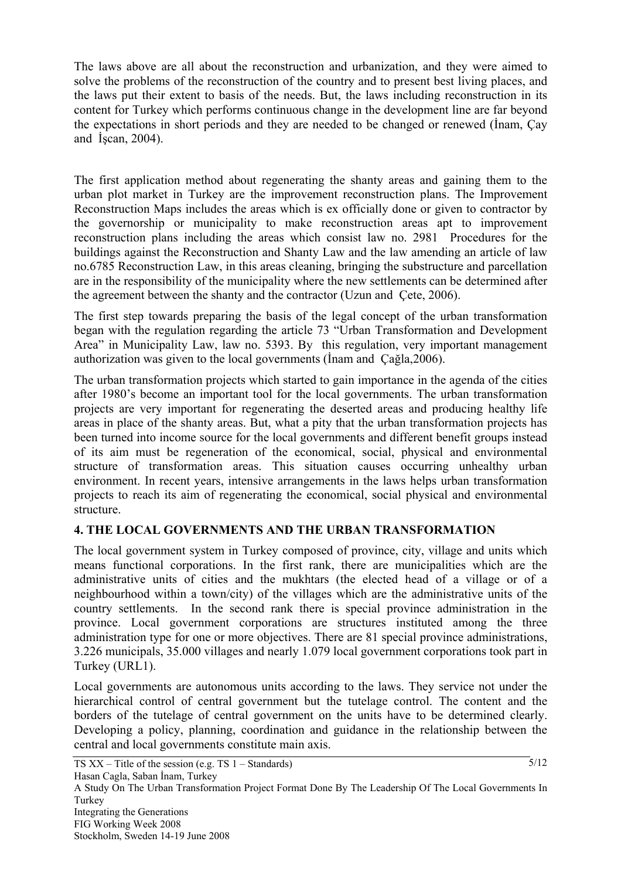The laws above are all about the reconstruction and urbanization, and they were aimed to solve the problems of the reconstruction of the country and to present best living places, and the laws put their extent to basis of the needs. But, the laws including reconstruction in its content for Turkey which performs continuous change in the development line are far beyond the expectations in short periods and they are needed to be changed or renewed (İnam, Çay and İşcan, 2004).

The first application method about regenerating the shanty areas and gaining them to the urban plot market in Turkey are the improvement reconstruction plans. The Improvement Reconstruction Maps includes the areas which is ex officially done or given to contractor by the governorship or municipality to make reconstruction areas apt to improvement reconstruction plans including the areas which consist law no. 2981 Procedures for the buildings against the Reconstruction and Shanty Law and the law amending an article of law no.6785 Reconstruction Law, in this areas cleaning, bringing the substructure and parcellation are in the responsibility of the municipality where the new settlements can be determined after the agreement between the shanty and the contractor (Uzun and Çete, 2006).

The first step towards preparing the basis of the legal concept of the urban transformation began with the regulation regarding the article 73 "Urban Transformation and Development Area" in Municipality Law, law no. 5393. By this regulation, very important management authorization was given to the local governments (İnam and Çağla,2006).

The urban transformation projects which started to gain importance in the agenda of the cities after 1980's become an important tool for the local governments. The urban transformation projects are very important for regenerating the deserted areas and producing healthy life areas in place of the shanty areas. But, what a pity that the urban transformation projects has been turned into income source for the local governments and different benefit groups instead of its aim must be regeneration of the economical, social, physical and environmental structure of transformation areas. This situation causes occurring unhealthy urban environment. In recent years, intensive arrangements in the laws helps urban transformation projects to reach its aim of regenerating the economical, social physical and environmental structure.

## 4. THE LOCAL GOVERNMENTS AND THE URBAN TRANSFORMATION

The local government system in Turkey composed of province, city, village and units which means functional corporations. In the first rank, there are municipalities which are the administrative units of cities and the mukhtars (the elected head of a village or of a neighbourhood within a town/city) of the villages which are the administrative units of the country settlements. In the second rank there is special province administration in the province. Local government corporations are structures instituted among the three administration type for one or more objectives. There are 81 special province administrations, 3.226 municipals, 35.000 villages and nearly 1.079 local government corporations took part in Turkey (URL1).

Local governments are autonomous units according to the laws. They service not under the hierarchical control of central government but the tutelage control. The content and the borders of the tutelage of central government on the units have to be determined clearly. Developing a policy, planning, coordination and guidance in the relationship between the central and local governments constitute main axis.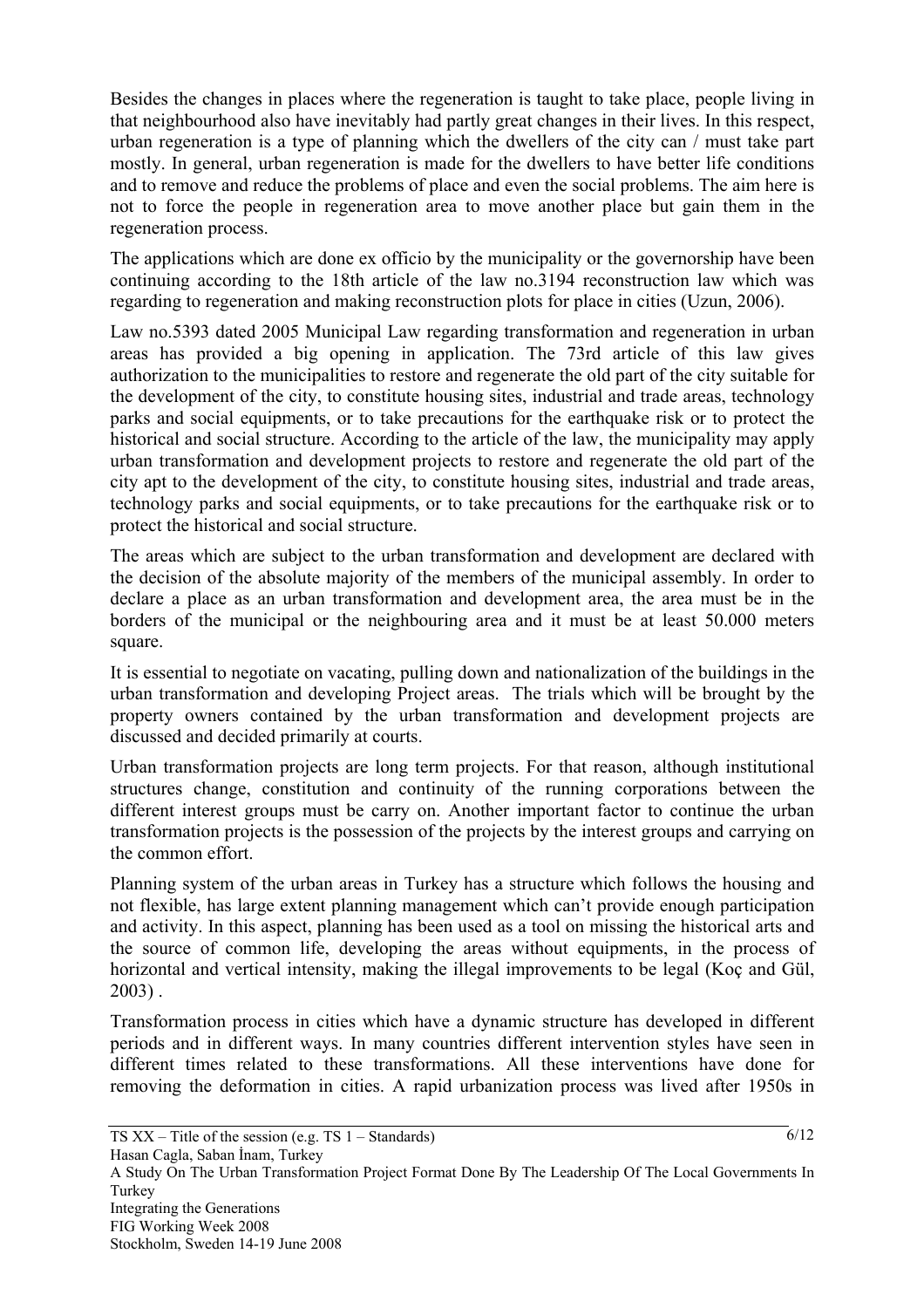Besides the changes in places where the regeneration is taught to take place, people living in that neighbourhood also have inevitably had partly great changes in their lives. In this respect, urban regeneration is a type of planning which the dwellers of the city can / must take part mostly. In general, urban regeneration is made for the dwellers to have better life conditions and to remove and reduce the problems of place and even the social problems. The aim here is not to force the people in regeneration area to move another place but gain them in the regeneration process.

The applications which are done ex officio by the municipality or the governorship have been continuing according to the 18th article of the law no.3194 reconstruction law which was regarding to regeneration and making reconstruction plots for place in cities (Uzun, 2006).

Law no.5393 dated 2005 Municipal Law regarding transformation and regeneration in urban areas has provided a big opening in application. The 73rd article of this law gives authorization to the municipalities to restore and regenerate the old part of the city suitable for the development of the city, to constitute housing sites, industrial and trade areas, technology parks and social equipments, or to take precautions for the earthquake risk or to protect the historical and social structure. According to the article of the law, the municipality may apply urban transformation and development projects to restore and regenerate the old part of the city apt to the development of the city, to constitute housing sites, industrial and trade areas, technology parks and social equipments, or to take precautions for the earthquake risk or to protect the historical and social structure.

The areas which are subject to the urban transformation and development are declared with the decision of the absolute majority of the members of the municipal assembly. In order to declare a place as an urban transformation and development area, the area must be in the borders of the municipal or the neighbouring area and it must be at least 50.000 meters square.

It is essential to negotiate on vacating, pulling down and nationalization of the buildings in the urban transformation and developing Project areas. The trials which will be brought by the property owners contained by the urban transformation and development projects are discussed and decided primarily at courts.

Urban transformation projects are long term projects. For that reason, although institutional structures change, constitution and continuity of the running corporations between the different interest groups must be carry on. Another important factor to continue the urban transformation projects is the possession of the projects by the interest groups and carrying on the common effort.

Planning system of the urban areas in Turkey has a structure which follows the housing and not flexible, has large extent planning management which can't provide enough participation and activity. In this aspect, planning has been used as a tool on missing the historical arts and the source of common life, developing the areas without equipments, in the process of horizontal and vertical intensity, making the illegal improvements to be legal (Koç and Gül, 2003) .

Transformation process in cities which have a dynamic structure has developed in different periods and in different ways. In many countries different intervention styles have seen in different times related to these transformations. All these interventions have done for removing the deformation in cities. A rapid urbanization process was lived after 1950s in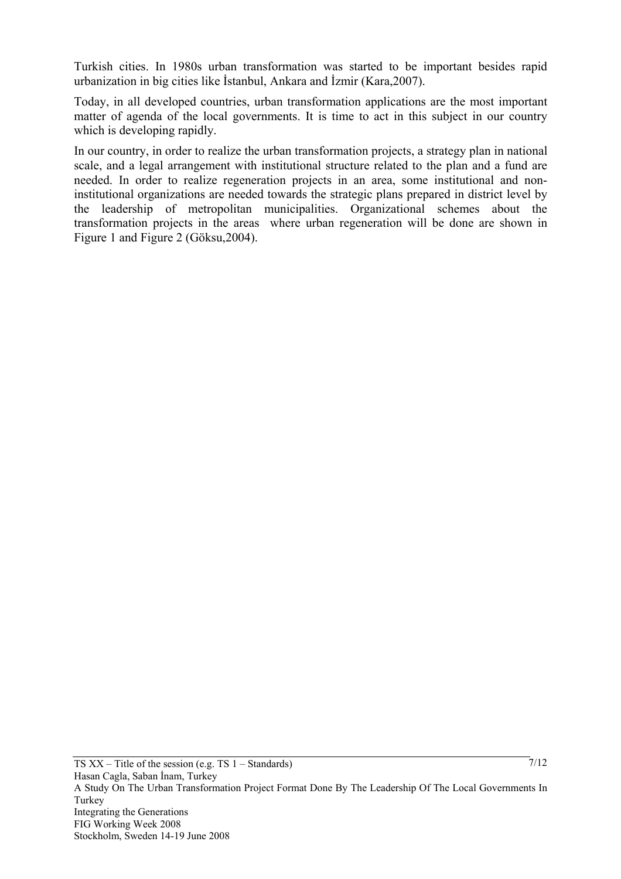Turkish cities. In 1980s urban transformation was started to be important besides rapid urbanization in big cities like İstanbul, Ankara and İzmir (Kara,2007).

Today, in all developed countries, urban transformation applications are the most important matter of agenda of the local governments. It is time to act in this subject in our country which is developing rapidly.

In our country, in order to realize the urban transformation projects, a strategy plan in national scale, and a legal arrangement with institutional structure related to the plan and a fund are needed. In order to realize regeneration projects in an area, some institutional and non-institutional organizations are needed towards the strategic plans prepared in district level by the leadership of metropolitan municipalities. Organizational schemes about the transformation projects in the areas where urban regeneration will be done are shown in Figure 1 and Figure 2 (Göksu,2004).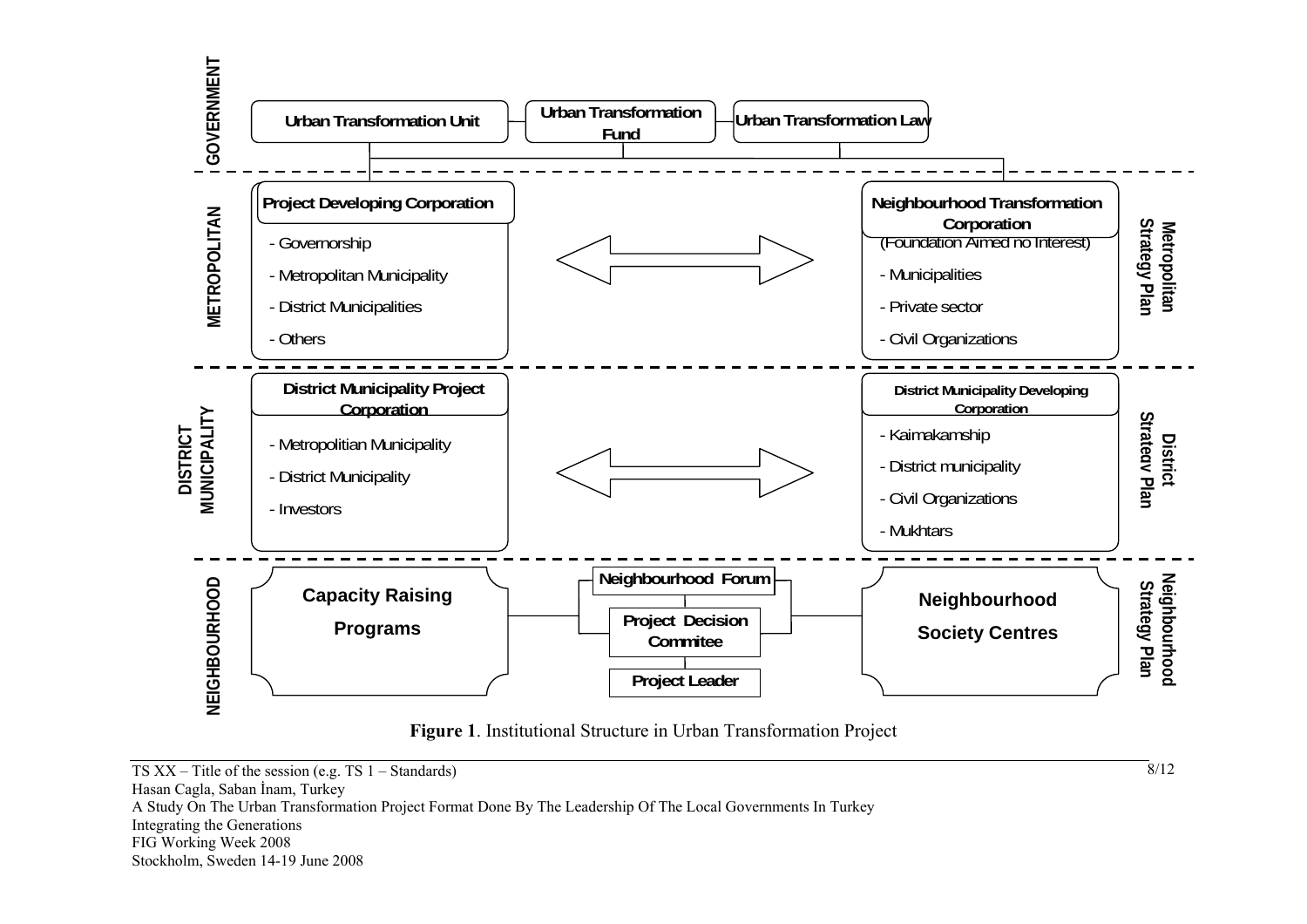**GOVERNMENT**

- Urban Transformation Unit
- Urban Transformation Fund
- Urban Transformation Law

**METROPOLITAN** (Metropolitan Strategy Plan)

**Project Developing Corporation**
- Governorship
- Metropolitan Municipality
- District Municipalities
- Others

**Neighbourhood Transformation Corporation**
(Foundation Aimed no Interest)
- Municipalities
- Private sector
- Civil Organizations

**DISTRICT MUNICIPALITY** (District Strategy Plan)

**District Municipality Project Corporation**
- Metropolitian Municipality
- District Municipality
- Investors

**District Municipality Developing Corporation**
- Kaimakamship
- District municipality
- Civil Organizations
- Mukhtars

**NEIGHBOURHOOD** (Neighbourhood Strategy Plan)

- Capacity Raising Programs
- Neighbourhood Forum
- Project Decision Commitee
- Project Leader
- Neighbourhood Society Centres

**Figure 1**. Institutional Structure in Urban Transformation Project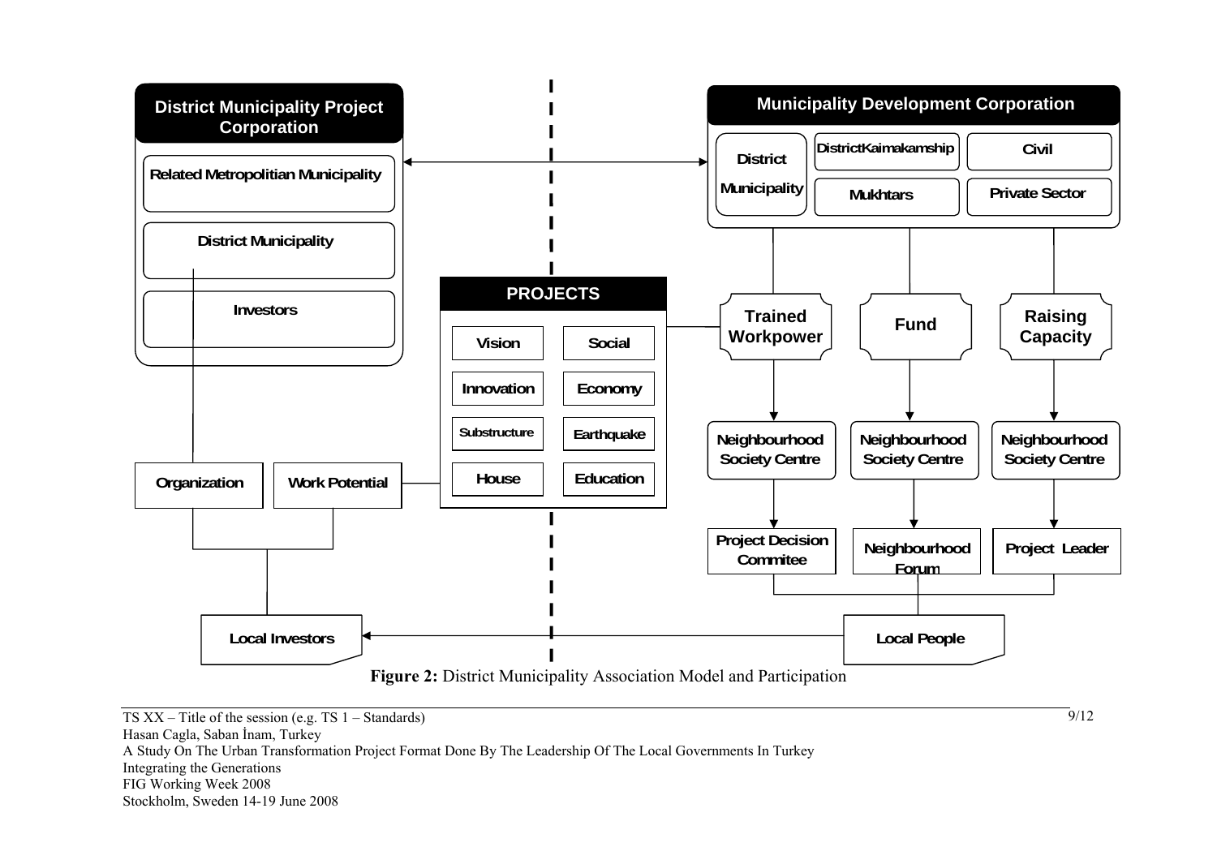**District Municipality Project Corporation**

- Related Metropolitian Municipality
- District Municipality
- Investors

**Municipality Development Corporation**

- District Municipality
- DistrictKaimakamship
- Civil
- Mukhtars
- Private Sector

**PROJECTS**

| Vision | Social |
| --- | --- |
| Innovation | Economy |
| Substructure | Earthquake |
| House | Education |

- Trained Workpower → Neighbourhood Society Centre → Project Decision Commitee
- Fund → Neighbourhood Society Centre → Neighbourhood Forum
- Raising Capacity → Neighbourhood Society Centre → Project Leader

Organization, Work Potential → Local Investors

Local People → Local Investors

**Figure 2:** District Municipality Association Model and Participation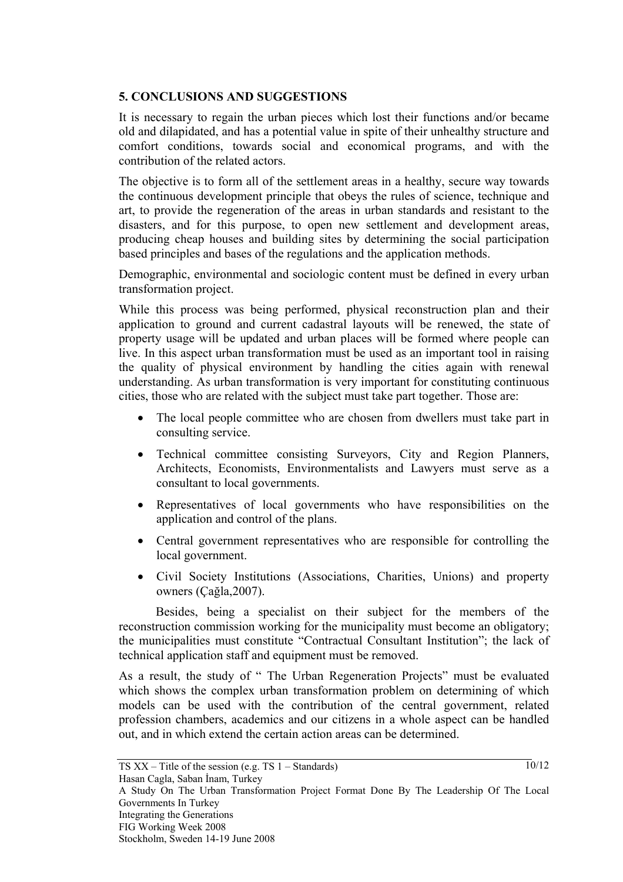## 5. CONCLUSIONS AND SUGGESTIONS

It is necessary to regain the urban pieces which lost their functions and/or became old and dilapidated, and has a potential value in spite of their unhealthy structure and comfort conditions, towards social and economical programs, and with the contribution of the related actors.

The objective is to form all of the settlement areas in a healthy, secure way towards the continuous development principle that obeys the rules of science, technique and art, to provide the regeneration of the areas in urban standards and resistant to the disasters, and for this purpose, to open new settlement and development areas, producing cheap houses and building sites by determining the social participation based principles and bases of the regulations and the application methods.

Demographic, environmental and sociologic content must be defined in every urban transformation project.

While this process was being performed, physical reconstruction plan and their application to ground and current cadastral layouts will be renewed, the state of property usage will be updated and urban places will be formed where people can live. In this aspect urban transformation must be used as an important tool in raising the quality of physical environment by handling the cities again with renewal understanding. As urban transformation is very important for constituting continuous cities, those who are related with the subject must take part together. Those are:

- The local people committee who are chosen from dwellers must take part in consulting service.
- Technical committee consisting Surveyors, City and Region Planners, Architects, Economists, Environmentalists and Lawyers must serve as a consultant to local governments.
- Representatives of local governments who have responsibilities on the application and control of the plans.
- Central government representatives who are responsible for controlling the local government.
- Civil Society Institutions (Associations, Charities, Unions) and property owners (Çağla,2007).

Besides, being a specialist on their subject for the members of the reconstruction commission working for the municipality must become an obligatory; the municipalities must constitute "Contractual Consultant Institution"; the lack of technical application staff and equipment must be removed.

As a result, the study of " The Urban Regeneration Projects" must be evaluated which shows the complex urban transformation problem on determining of which models can be used with the contribution of the central government, related profession chambers, academics and our citizens in a whole aspect can be handled out, and in which extend the certain action areas can be determined.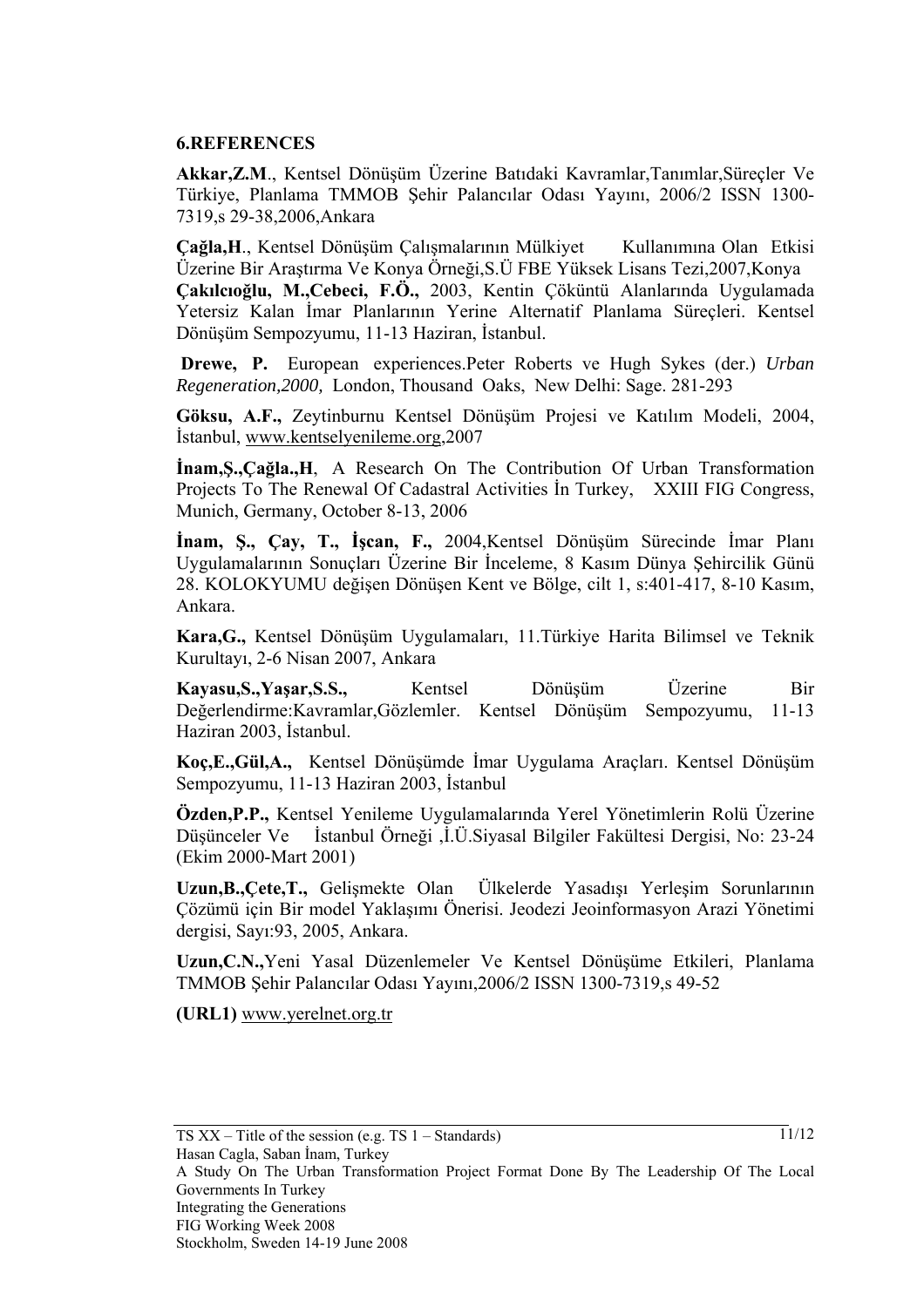## 6.REFERENCES

**Akkar,Z.M**., Kentsel Dönüşüm Üzerine Batıdaki Kavramlar,Tanımlar,Süreçler Ve Türkiye, Planlama TMMOB Şehir Palancılar Odası Yayını, 2006/2 ISSN 1300-7319,s 29-38,2006,Ankara

**Çağla,H**., Kentsel Dönüşüm Çalışmalarının Mülkiyet Kullanımına Olan Etkisi Üzerine Bir Araştırma Ve Konya Örneği,S.Ü FBE Yüksek Lisans Tezi,2007,Konya

**Çakılcıoğlu, M.,Cebeci, F.Ö.,** 2003, Kentin Çöküntü Alanlarında Uygulamada Yetersiz Kalan İmar Planlarının Yerine Alternatif Planlama Süreçleri. Kentsel Dönüşüm Sempozyumu, 11-13 Haziran, İstanbul.

**Drewe, P.** European experiences.Peter Roberts ve Hugh Sykes (der.) *Urban Regeneration,2000,* London, Thousand Oaks, New Delhi: Sage. 281-293

**Göksu, A.F.,** Zeytinburnu Kentsel Dönüşüm Projesi ve Katılım Modeli, 2004, İstanbul, www.kentselyenileme.org,2007

**İnam,Ş.,Çağla.,H**, A Research On The Contribution Of Urban Transformation Projects To The Renewal Of Cadastral Activities İn Turkey, XXIII FIG Congress, Munich, Germany, October 8-13, 2006

**İnam, Ş., Çay, T., İşcan, F.,** 2004,Kentsel Dönüşüm Sürecinde İmar Planı Uygulamalarının Sonuçları Üzerine Bir İnceleme, 8 Kasım Dünya Şehircilik Günü 28. KOLOKYUMU değişen Dönüşen Kent ve Bölge, cilt 1, s:401-417, 8-10 Kasım, Ankara.

**Kara,G.,** Kentsel Dönüşüm Uygulamaları, 11.Türkiye Harita Bilimsel ve Teknik Kurultayı, 2-6 Nisan 2007, Ankara

**Kayasu,S.,Yaşar,S.S.,** Kentsel Dönüşüm Üzerine Bir Değerlendirme:Kavramlar,Gözlemler. Kentsel Dönüşüm Sempozyumu, 11-13 Haziran 2003, İstanbul.

**Koç,E.,Gül,A.,** Kentsel Dönüşümde İmar Uygulama Araçları. Kentsel Dönüşüm Sempozyumu, 11-13 Haziran 2003, İstanbul

**Özden,P.P.,** Kentsel Yenileme Uygulamalarında Yerel Yönetimlerin Rolü Üzerine Düşünceler Ve İstanbul Örneği ,İ.Ü.Siyasal Bilgiler Fakültesi Dergisi, No: 23-24 (Ekim 2000-Mart 2001)

**Uzun,B.,Çete,T.,** Gelişmekte Olan Ülkelerde Yasadışı Yerleşim Sorunlarının Çözümü için Bir model Yaklaşımı Önerisi. Jeodezi Jeoinformasyon Arazi Yönetimi dergisi, Sayı:93, 2005, Ankara.

**Uzun,C.N.,**Yeni Yasal Düzenlemeler Ve Kentsel Dönüşüme Etkileri, Planlama TMMOB Şehir Palancılar Odası Yayını,2006/2 ISSN 1300-7319,s 49-52

**(URL1)** www.yerelnet.org.tr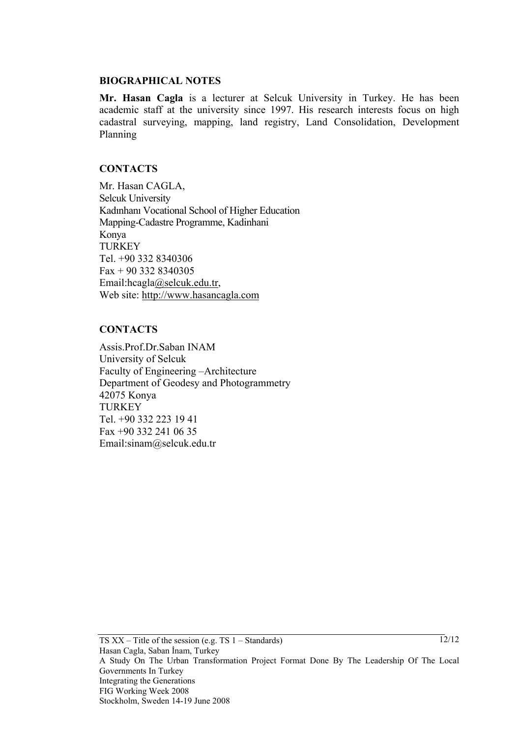## BIOGRAPHICAL NOTES

**Mr. Hasan Cagla** is a lecturer at Selcuk University in Turkey. He has been academic staff at the university since 1997. His research interests focus on high cadastral surveying, mapping, land registry, Land Consolidation, Development Planning

## CONTACTS

Mr. Hasan CAGLA,  
Selcuk University  
Kadınhanı Vocational School of Higher Education  
Mapping-Cadastre Programme, Kadinhani  
Konya  
TURKEY  
Tel. +90 332 8340306  
Fax + 90 332 8340305  
Email:hcagla@selcuk.edu.tr,  
Web site: http://www.hasancagla.com

## CONTACTS

Assis.Prof.Dr.Saban INAM  
University of Selcuk  
Faculty of Engineering –Architecture  
Department of Geodesy and Photogrammetry  
42075 Konya  
TURKEY  
Tel. +90 332 223 19 41  
Fax +90 332 241 06 35  
Email:sinam@selcuk.edu.tr